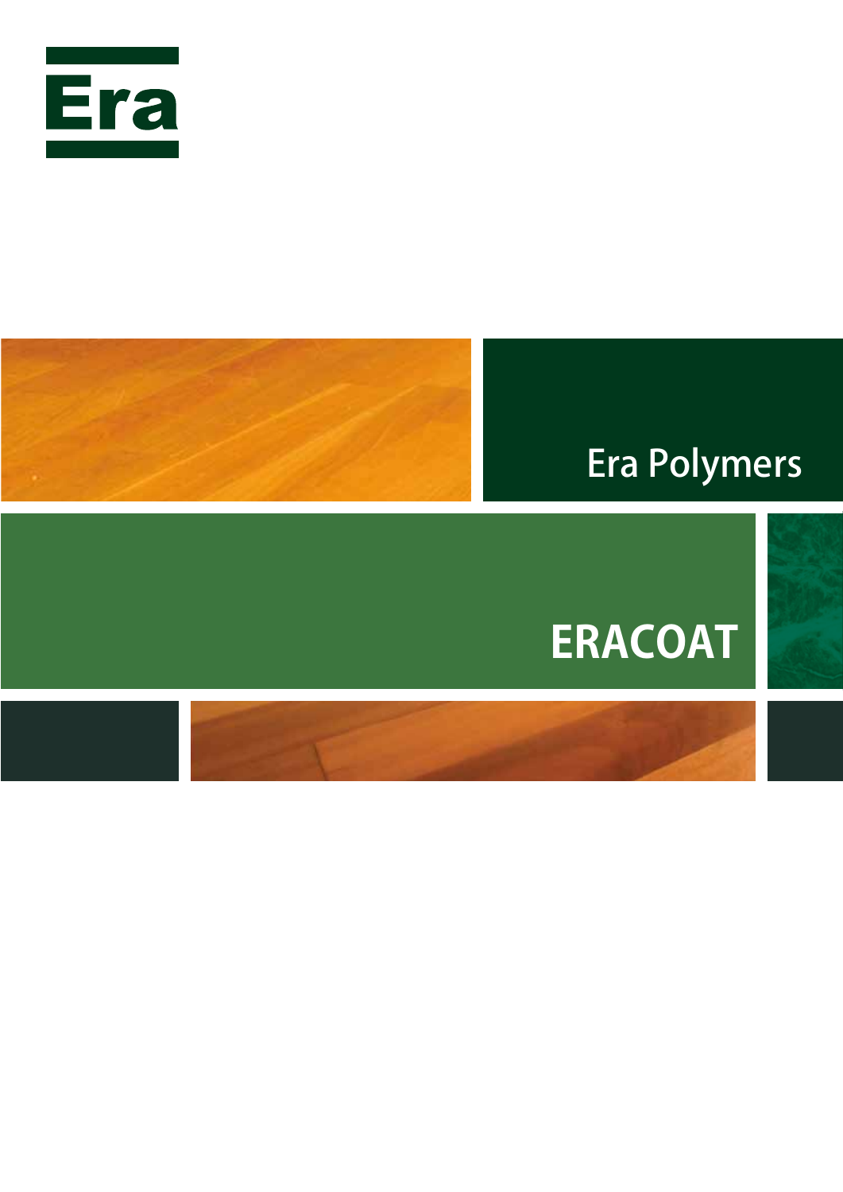Era

Era Polymers

# ERACOAT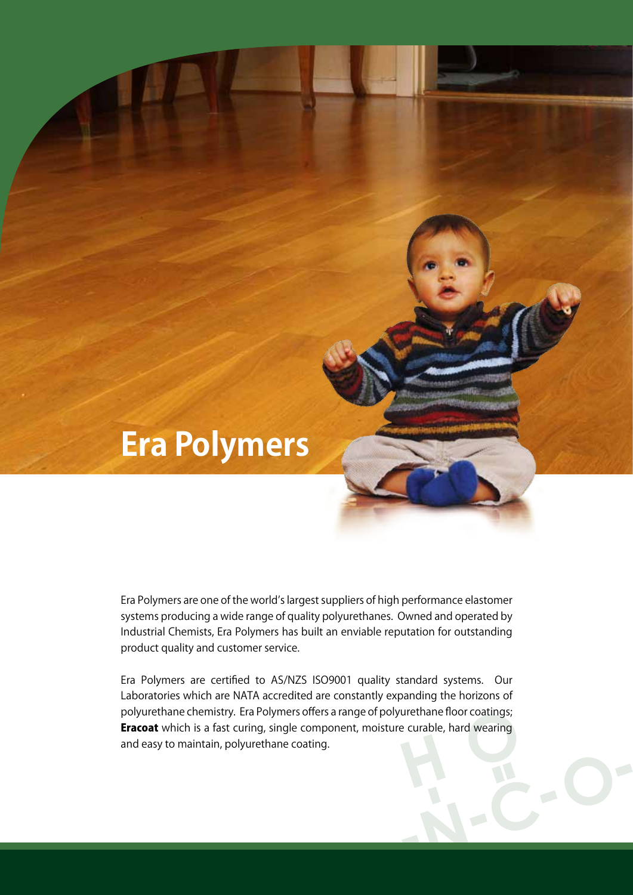# Era Polymers

Era Polymers are one of the world's largest suppliers of high performance elastomer systems producing a wide range of quality polyurethanes. Owned and operated by Industrial Chemists, Era Polymers has built an enviable reputation for outstanding product quality and customer service.

Era Polymers are certified to AS/NZS ISO9001 quality standard systems. Our Laboratories which are NATA accredited are constantly expanding the horizons of polyurethane chemistry. Era Polymers offers a range of polyurethane floor coatings; **Eracoat** which is a fast curing, single component, moisture curable, hard wearing and easy to maintain, polyurethane coating.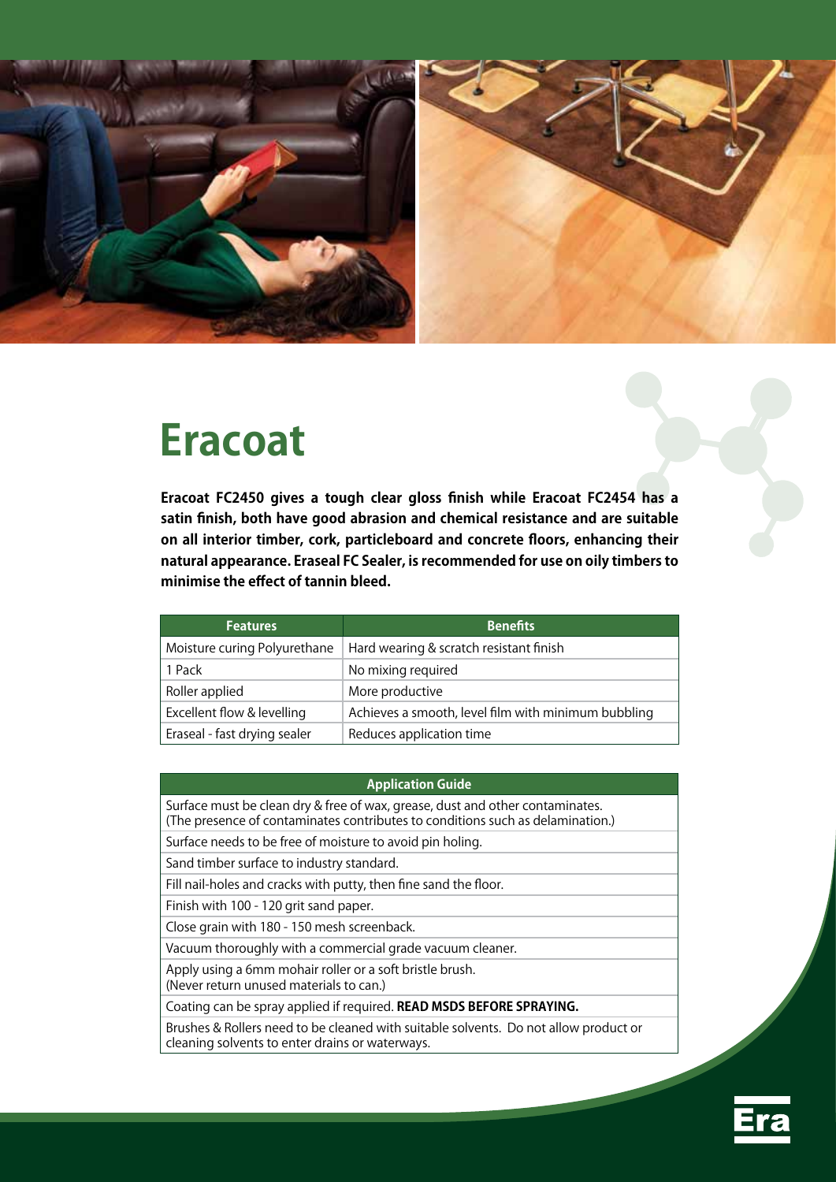# Eracoat

**Eracoat FC2450 gives a tough clear gloss finish while Eracoat FC2454 has a satin finish, both have good abrasion and chemical resistance and are suitable on all interior timber, cork, particleboard and concrete floors, enhancing their natural appearance. Eraseal FC Sealer, is recommended for use on oily timbers to minimise the effect of tannin bleed.**

| Features | Benefits |
| --- | --- |
| Moisture curing Polyurethane | Hard wearing & scratch resistant finish |
| 1 Pack | No mixing required |
| Roller applied | More productive |
| Excellent flow & levelling | Achieves a smooth, level film with minimum bubbling |
| Eraseal - fast drying sealer | Reduces application time |

| Application Guide |
| --- |
| Surface must be clean dry & free of wax, grease, dust and other contaminates. (The presence of contaminates contributes to conditions such as delamination.) |
| Surface needs to be free of moisture to avoid pin holing. |
| Sand timber surface to industry standard. |
| Fill nail-holes and cracks with putty, then fine sand the floor. |
| Finish with 100 - 120 grit sand paper. |
| Close grain with 180 - 150 mesh screenback. |
| Vacuum thoroughly with a commercial grade vacuum cleaner. |
| Apply using a 6mm mohair roller or a soft bristle brush. (Never return unused materials to can.) |
| Coating can be spray applied if required. **READ MSDS BEFORE SPRAYING.** |
| Brushes & Rollers need to be cleaned with suitable solvents. Do not allow product or cleaning solvents to enter drains or waterways. |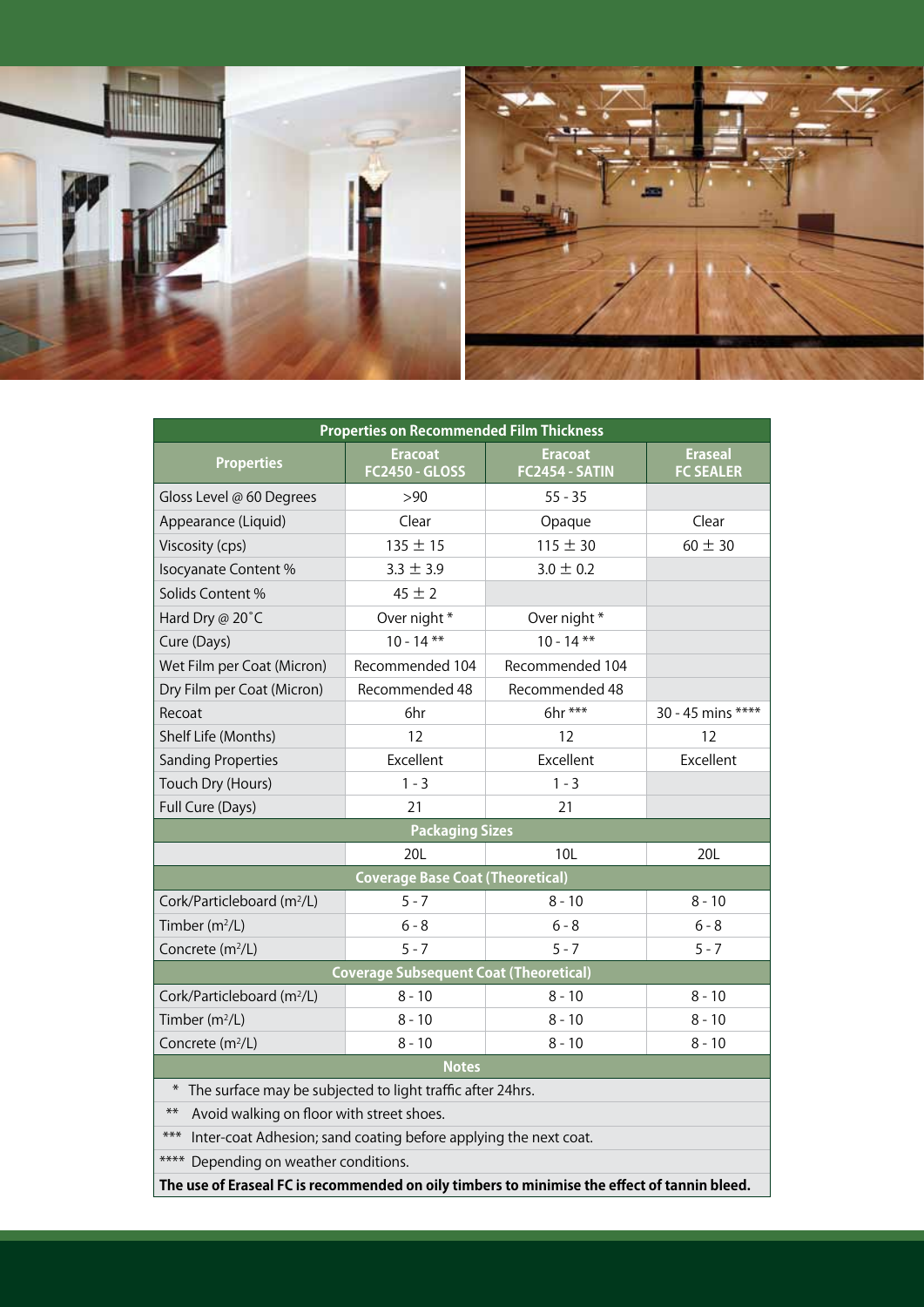| Properties on Recommended Film Thickness | | | |
|---|---|---|---|
| **Properties** | **Eracoat FC2450 - GLOSS** | **Eracoat FC2454 - SATIN** | **Eraseal FC SEALER** |
| Gloss Level @ 60 Degrees | >90 | 55 - 35 | |
| Appearance (Liquid) | Clear | Opaque | Clear |
| Viscosity (cps) | 135 ± 15 | 115 ± 30 | 60 ± 30 |
| Isocyanate Content % | 3.3 ± 3.9 | 3.0 ± 0.2 | |
| Solids Content % | 45 ± 2 | | |
| Hard Dry @ 20˚C | Over night * | Over night * | |
| Cure (Days) | 10 - 14 ** | 10 - 14 ** | |
| Wet Film per Coat (Micron) | Recommended 104 | Recommended 104 | |
| Dry Film per Coat (Micron) | Recommended 48 | Recommended 48 | |
| Recoat | 6hr | 6hr *** | 30 - 45 mins **** |
| Shelf Life (Months) | 12 | 12 | 12 |
| Sanding Properties | Excellent | Excellent | Excellent |
| Touch Dry (Hours) | 1 - 3 | 1 - 3 | |
| Full Cure (Days) | 21 | 21 | |
| **Packaging Sizes** | | | |
| | 20L | 10L | 20L |
| **Coverage Base Coat (Theoretical)** | | | |
| Cork/Particleboard ($m^2$/L) | 5 - 7 | 8 - 10 | 8 - 10 |
| Timber ($m^2$/L) | 6 - 8 | 6 - 8 | 6 - 8 |
| Concrete ($m^2$/L) | 5 - 7 | 5 - 7 | 5 - 7 |
| **Coverage Subsequent Coat (Theoretical)** | | | |
| Cork/Particleboard ($m^2$/L) | 8 - 10 | 8 - 10 | 8 - 10 |
| Timber ($m^2$/L) | 8 - 10 | 8 - 10 | 8 - 10 |
| Concrete ($m^2$/L) | 8 - 10 | 8 - 10 | 8 - 10 |

**Notes**

- * The surface may be subjected to light traffic after 24hrs.
- ** Avoid walking on floor with street shoes.
- *** Inter-coat Adhesion; sand coating before applying the next coat.
- **** Depending on weather conditions.

**The use of Eraseal FC is recommended on oily timbers to minimise the effect of tannin bleed.**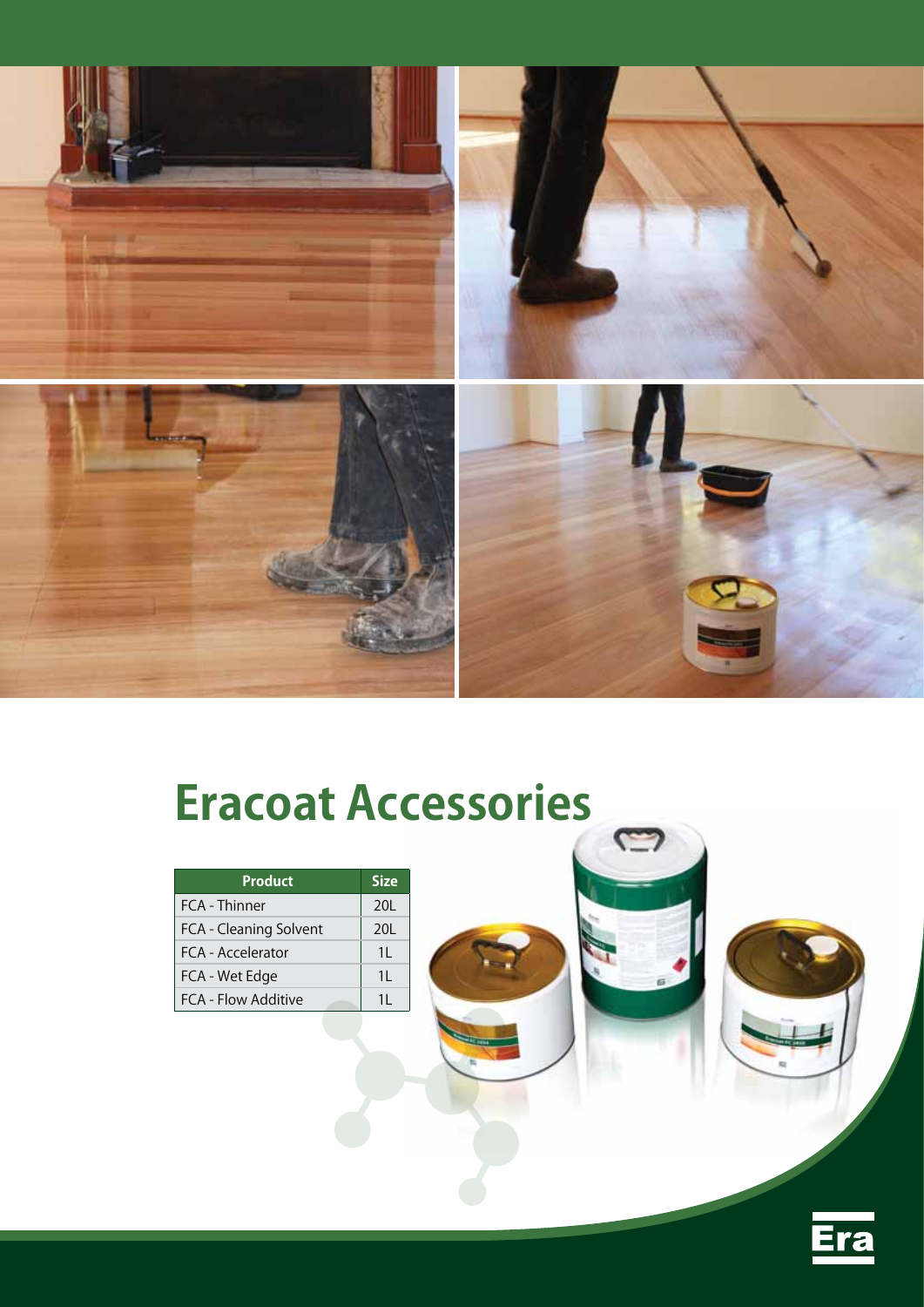# Eracoat Accessories

| Product | Size |
| --- | --- |
| FCA - Thinner | 20L |
| FCA - Cleaning Solvent | 20L |
| FCA - Accelerator | 1L |
| FCA - Wet Edge | 1L |
| FCA - Flow Additive | 1L |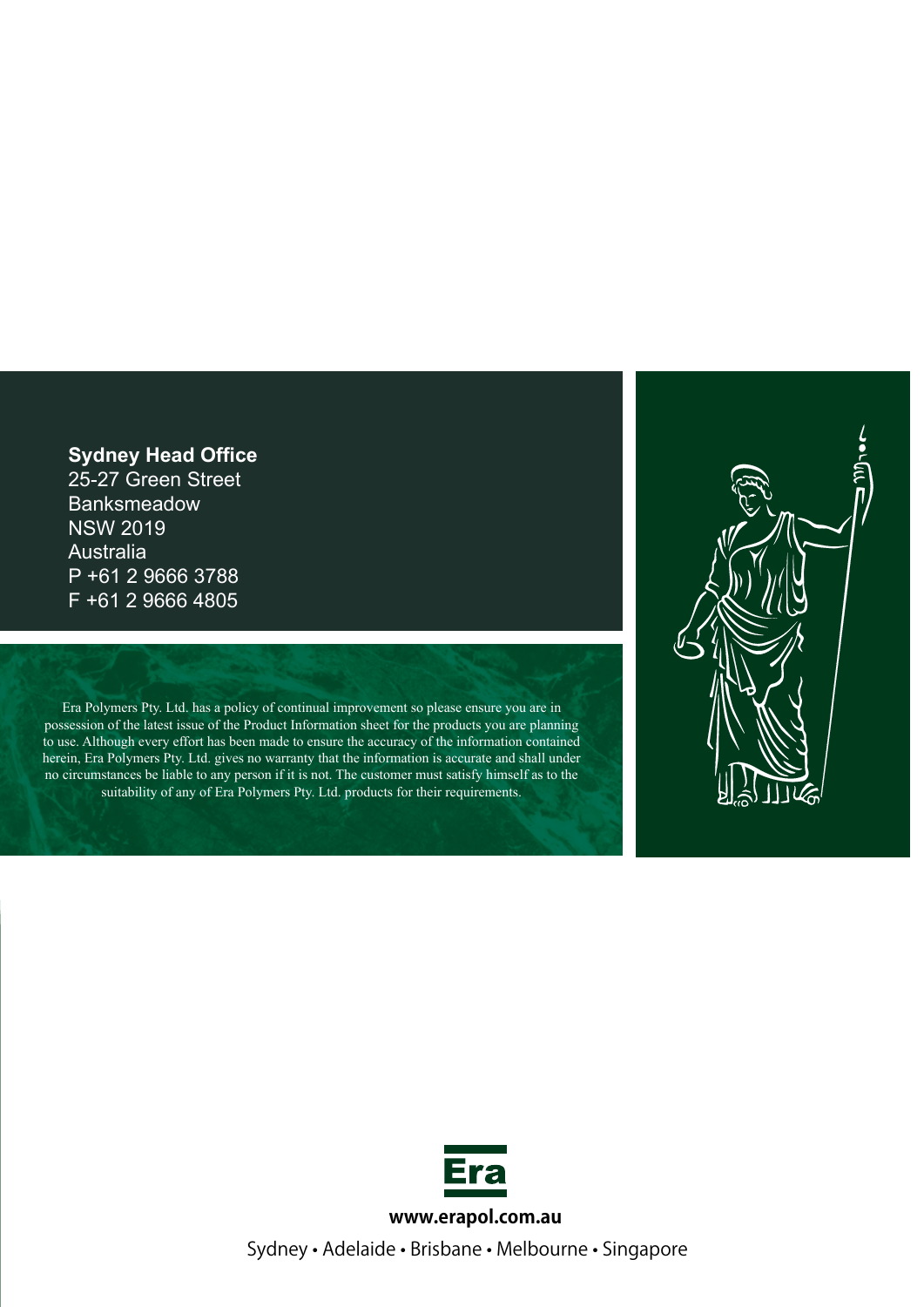**Sydney Head Office**
25-27 Green Street
Banksmeadow
NSW 2019
Australia
P +61 2 9666 3788
F +61 2 9666 4805

Era Polymers Pty. Ltd. has a policy of continual improvement so please ensure you are in possession of the latest issue of the Product Information sheet for the products you are planning to use. Although every effort has been made to ensure the accuracy of the information contained herein, Era Polymers Pty. Ltd. gives no warranty that the information is accurate and shall under no circumstances be liable to any person if it is not. The customer must satisfy himself as to the suitability of any of Era Polymers Pty. Ltd. products for their requirements.

Era

**www.erapol.com.au**

Sydney • Adelaide • Brisbane • Melbourne • Singapore